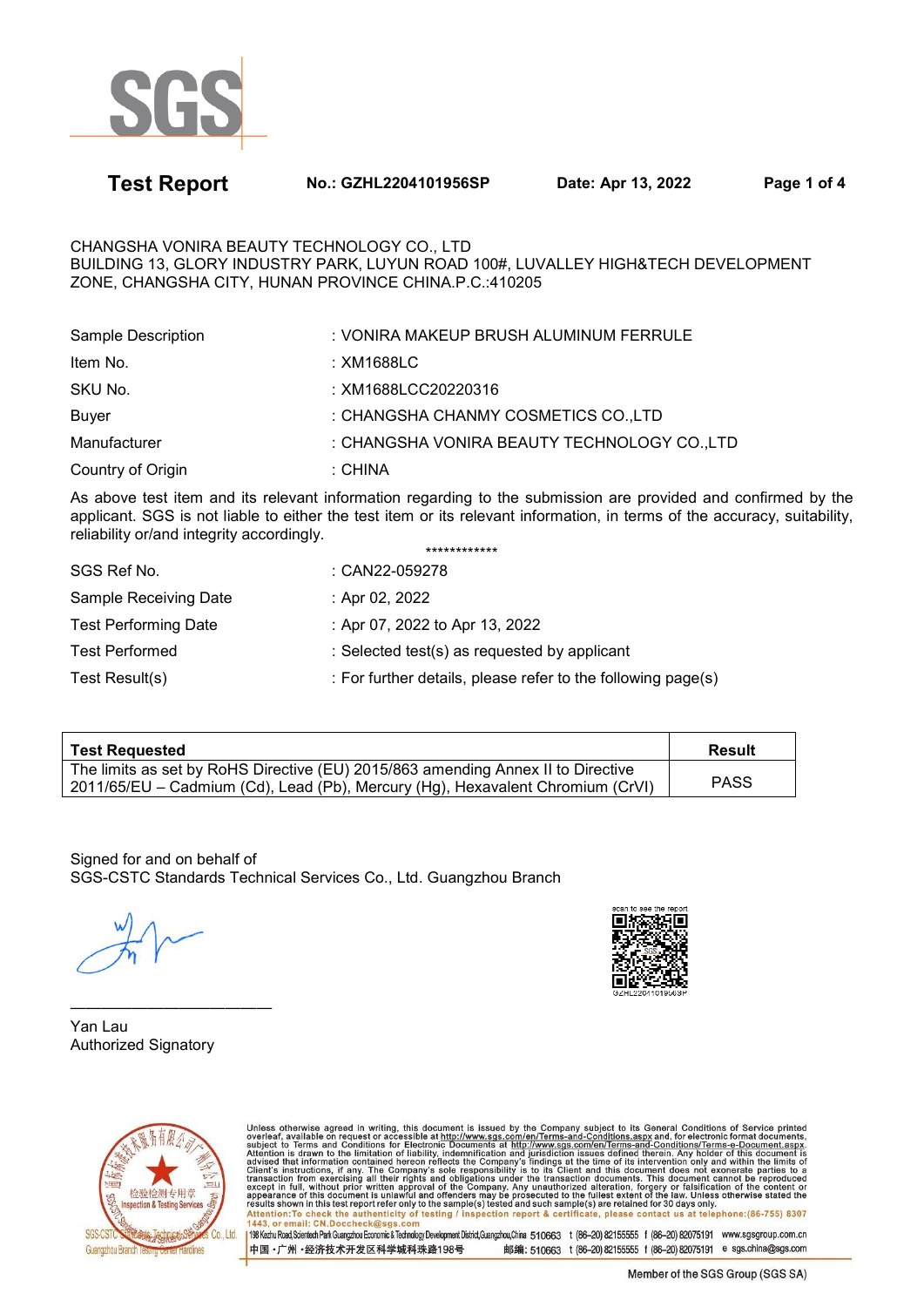# Test Report

**No.: GZHL2204101956SP** **Date: Apr 13, 2022**

CHANGSHA VONIRA BEAUTY TECHNOLOGY CO., LTD
BUILDING 13, GLORY INDUSTRY PARK, LUYUN ROAD 100#, LUVALLEY HIGH&TECH DEVELOPMENT ZONE, CHANGSHA CITY, HUNAN PROVINCE CHINA.P.C.:410205

| | |
|---|---|
| Sample Description | : VONIRA MAKEUP BRUSH ALUMINUM FERRULE |
| Item No. | : XM1688LC |
| SKU No. | : XM1688LCC20220316 |
| Buyer | : CHANGSHA CHANMY COSMETICS CO.,LTD |
| Manufacturer | : CHANGSHA VONIRA BEAUTY TECHNOLOGY CO.,LTD |
| Country of Origin | : CHINA |

As above test item and its relevant information regarding to the submission are provided and confirmed by the applicant. SGS is not liable to either the test item or its relevant information, in terms of the accuracy, suitability, reliability or/and integrity accordingly.

************

| | |
|---|---|
| SGS Ref No. | : CAN22-059278 |
| Sample Receiving Date | : Apr 02, 2022 |
| Test Performing Date | : Apr 07, 2022 to Apr 13, 2022 |
| Test Performed | : Selected test(s) as requested by applicant |
| Test Result(s) | : For further details, please refer to the following page(s) |

| **Test Requested** | **Result** |
|---|---|
| The limits as set by RoHS Directive (EU) 2015/863 amending Annex II to Directive 2011/65/EU – Cadmium (Cd), Lead (Pb), Mercury (Hg), Hexavalent Chromium (CrVI) | PASS |

Signed for and on behalf of
SGS-CSTC Standards Technical Services Co., Ltd. Guangzhou Branch

Yan Lau
Authorized Signatory

Unless otherwise agreed in writing, this document is issued by the Company subject to its General Conditions of Service printed overleaf, available on request or accessible at http://www.sgs.com/en/Terms-and-Conditions.aspx and, for electronic format documents, subject to Terms and Conditions for Electronic Documents at http://www.sgs.com/en/Terms-and-Conditions/Terms-e-Document.aspx. Attention is drawn to the limitation of liability, indemnification and jurisdiction issues defined therein. Any holder of this document is advised that information contained hereon reflects the Company's findings at the time of its intervention only and within the limits of Client's instructions, if any. The Company's sole responsibility is to its Client and this document does not exonerate parties to a transaction from exercising all their rights and obligations under the transaction documents. This document cannot be reproduced except in full, without prior written approval of the Company. Any unauthorized alteration, forgery or falsification of the content or appearance of this document is unlawful and offenders may be prosecuted to the fullest extent of the law. Unless otherwise stated the results shown in this test report refer only to the sample(s) tested and such sample(s) are retained for 30 days only.
Attention:To check the authenticity of testing / inspection report & certificate, please contact us at telephone:(86-755) 8307 1443, or email: CN.Doccheck@sgs.com

198 Kezhu Road, Scientech Park Guangzhou Economic & Technology Development District,Guangzhou,China 510663 t (86–20) 82155555 f (86–20) 82075191 www.sgsgroup.com.cn
中国·广州·经济技术开发区科学城科珠路198号 邮编: 510663 t (86–20) 82155555 f (86–20) 82075191 e sgs.china@sgs.com

Member of the SGS Group (SGS SA)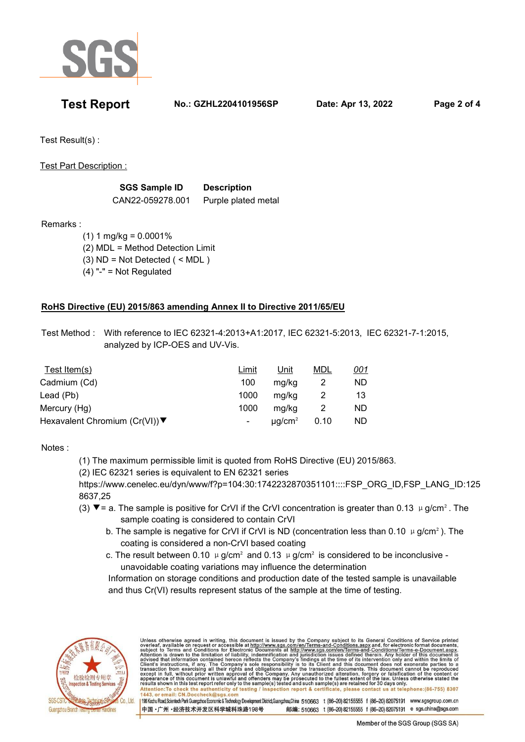Test Result(s) :

Test Part Description :

| SGS Sample ID | Description |
|---|---|
| CAN22-059278.001 | Purple plated metal |

Remarks :

(1) 1 mg/kg = 0.0001%
(2) MDL = Method Detection Limit
(3) ND = Not Detected ( < MDL )
(4) "-" = Not Regulated

## RoHS Directive (EU) 2015/863 amending Annex II to Directive 2011/65/EU

Test Method : With reference to IEC 62321-4:2013+A1:2017, IEC 62321-5:2013, IEC 62321-7-1:2015, analyzed by ICP-OES and UV-Vis.

| Test Item(s) | Limit | Unit | MDL | 001 |
|---|---|---|---|---|
| Cadmium (Cd) | 100 | mg/kg | 2 | ND |
| Lead (Pb) | 1000 | mg/kg | 2 | 13 |
| Mercury (Hg) | 1000 | mg/kg | 2 | ND |
| Hexavalent Chromium (Cr(VI))▼ | - | μg/cm$^2$ | 0.10 | ND |

Notes :

(1) The maximum permissible limit is quoted from RoHS Directive (EU) 2015/863.
(2) IEC 62321 series is equivalent to EN 62321 series https://www.cenelec.eu/dyn/www/f?p=104:30:1742232870351101::::FSP_ORG_ID,FSP_LANG_ID:1258637,25
(3) ▼= a. The sample is positive for CrVI if the CrVI concentration is greater than 0.13 μg/cm$^2$. The sample coating is considered to contain CrVI

b. The sample is negative for CrVI if CrVI is ND (concentration less than 0.10 μg/cm$^2$). The coating is considered a non-CrVI based coating

c. The result between 0.10 μg/cm$^2$ and 0.13 μg/cm$^2$ is considered to be inconclusive - unavoidable coating variations may influence the determination

Information on storage conditions and production date of the tested sample is unavailable and thus Cr(VI) results represent status of the sample at the time of testing.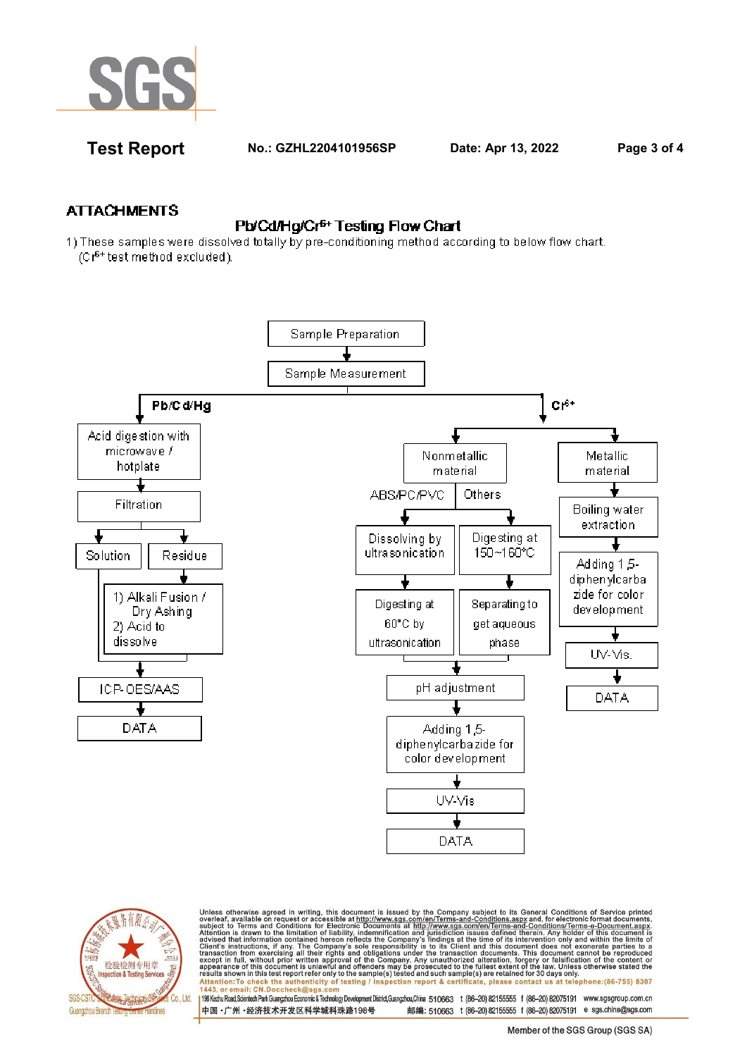## ATTACHMENTS

### Pb/Cd/Hg/$Cr^{6+}$ Testing Flow Chart

1) These samples were dissolved totally by pre-conditioning method according to below flow chart. ($Cr^{6+}$ test method excluded).

- Sample Preparation
- Sample Measurement
  - **Pb/Cd/Hg**
    - Acid digestion with microwave / hotplate
    - Filtration
      - Solution → ICP-OES/AAS → DATA
      - Residue → 1) Alkali Fusion / Dry Ashing 2) Acid to dissolve → ICP-OES/AAS → DATA
  - **$Cr^{6+}$**
    - Nonmetallic material
      - ABS/PC/PVC: Dissolving by ultrasonication → Digesting at 60°C by ultrasonication
      - Others: Digesting at 150~160°C → Separating to get aqueous phase
      - → pH adjustment → Adding 1,5-diphenylcarbazide for color development → UV-Vis → DATA
    - Metallic material
      - Boiling water extraction → Adding 1,5-diphenylcarbazide for color development → UV-Vis. → DATA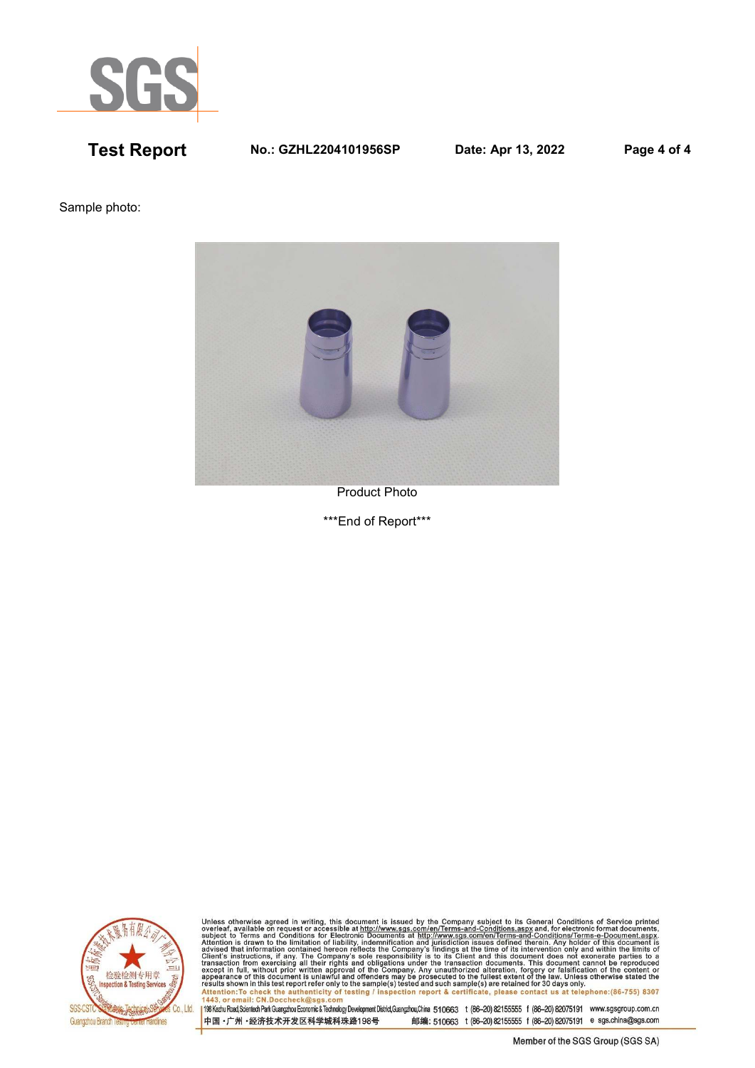Sample photo:

Product Photo

***End of Report***